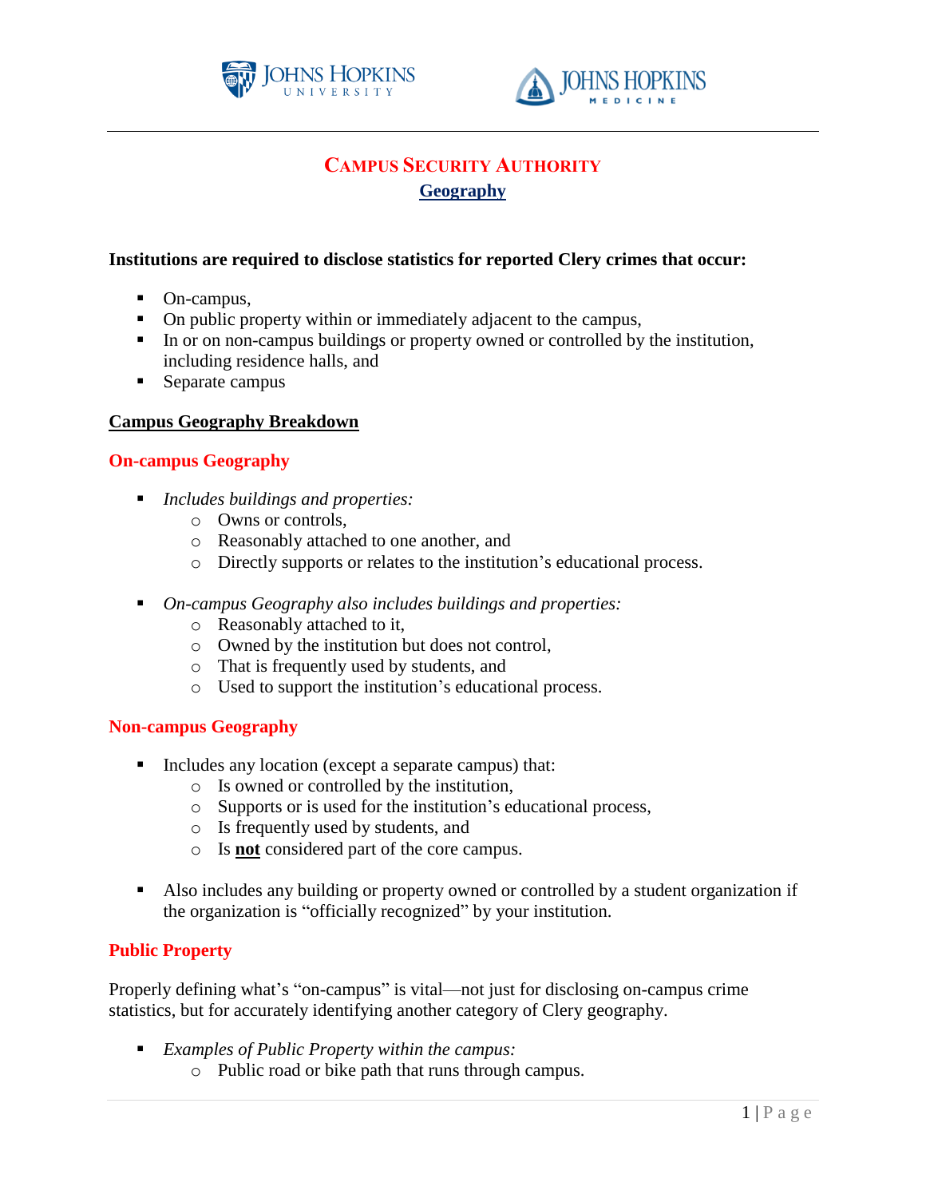# CAMPUS SECURITY AUTHORITY

## Geography

**Institutions are required to disclose statistics for reported Clery crimes that occur:**

- On-campus,
- On public property within or immediately adjacent to the campus,
- In or on non-campus buildings or property owned or controlled by the institution, including residence halls, and
- Separate campus

### Campus Geography Breakdown

#### On-campus Geography

- *Includes buildings and properties:*
  - Owns or controls,
  - Reasonably attached to one another, and
  - Directly supports or relates to the institution's educational process.

- *On-campus Geography also includes buildings and properties:*
  - Reasonably attached to it,
  - Owned by the institution but does not control,
  - That is frequently used by students, and
  - Used to support the institution's educational process.

#### Non-campus Geography

- Includes any location (except a separate campus) that:
  - Is owned or controlled by the institution,
  - Supports or is used for the institution's educational process,
  - Is frequently used by students, and
  - Is **not** considered part of the core campus.

- Also includes any building or property owned or controlled by a student organization if the organization is "officially recognized" by your institution.

#### Public Property

Properly defining what's "on-campus" is vital—not just for disclosing on-campus crime statistics, but for accurately identifying another category of Clery geography.

- *Examples of Public Property within the campus:*
  - Public road or bike path that runs through campus.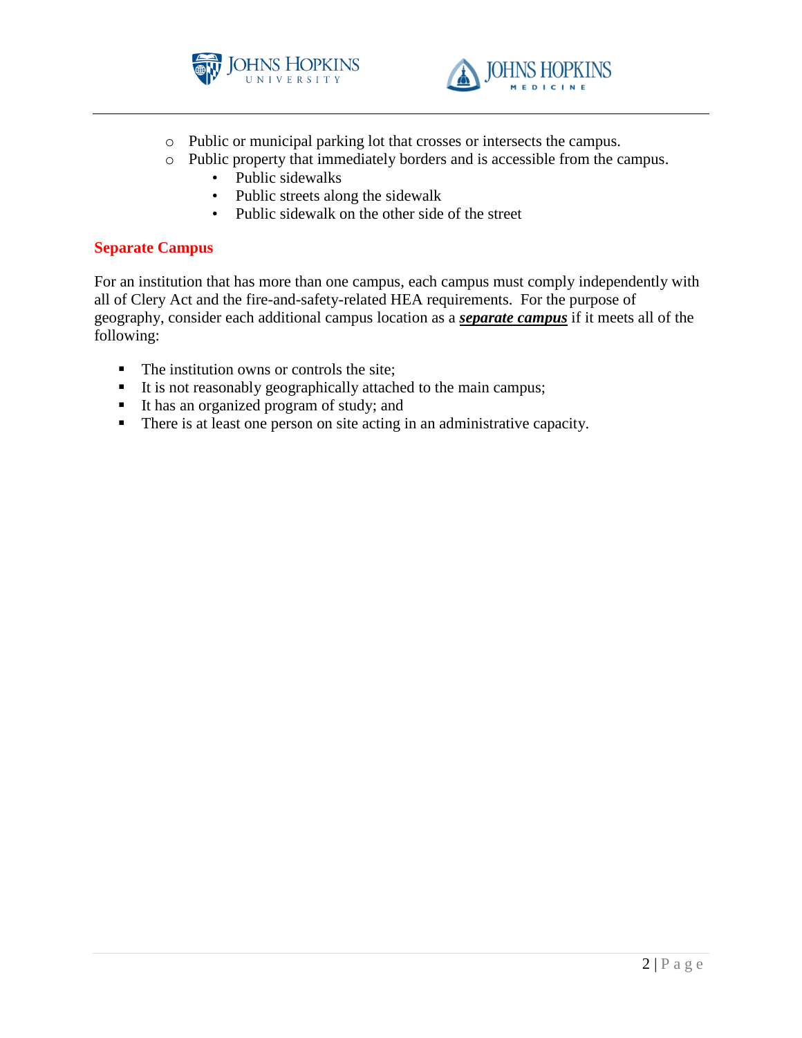- Public or municipal parking lot that crosses or intersects the campus.
- Public property that immediately borders and is accessible from the campus.
    - Public sidewalks
    - Public streets along the sidewalk
    - Public sidewalk on the other side of the street

## Separate Campus

For an institution that has more than one campus, each campus must comply independently with all of Clery Act and the fire-and-safety-related HEA requirements. For the purpose of geography, consider each additional campus location as a ***separate campus*** if it meets all of the following:

- The institution owns or controls the site;
- It is not reasonably geographically attached to the main campus;
- It has an organized program of study; and
- There is at least one person on site acting in an administrative capacity.